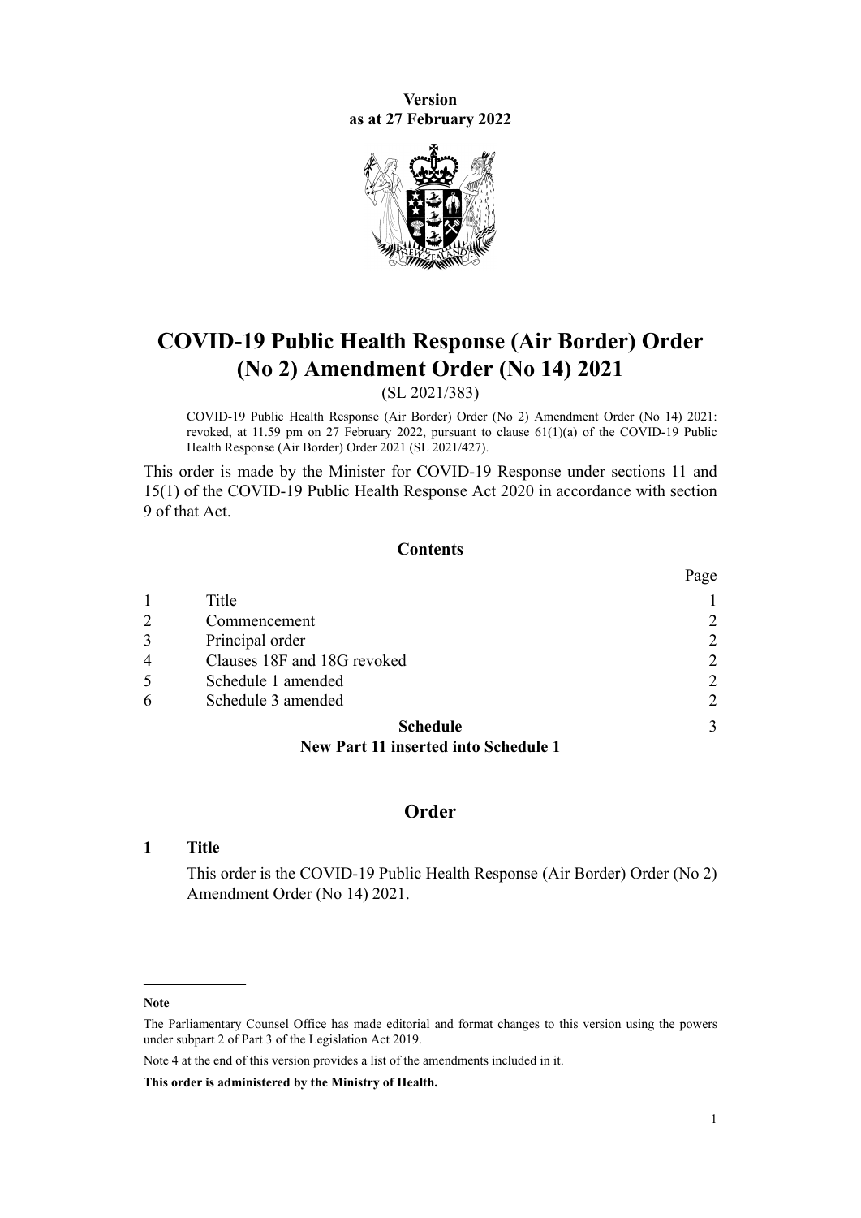**Version**
**as at 27 February 2022**

# COVID-19 Public Health Response (Air Border) Order (No 2) Amendment Order (No 14) 2021

(SL 2021/383)

COVID-19 Public Health Response (Air Border) Order (No 2) Amendment Order (No 14) 2021: revoked, at 11.59 pm on 27 February 2022, pursuant to clause 61(1)(a) of the COVID-19 Public Health Response (Air Border) Order 2021 (SL 2021/427).

This order is made by the Minister for COVID-19 Response under sections 11 and 15(1) of the COVID-19 Public Health Response Act 2020 in accordance with section 9 of that Act.

## Contents

| | | Page |
|---|---|---|
| 1 | Title | 1 |
| 2 | Commencement | 2 |
| 3 | Principal order | 2 |
| 4 | Clauses 18F and 18G revoked | 2 |
| 5 | Schedule 1 amended | 2 |
| 6 | Schedule 3 amended | 2 |
| | **Schedule** **New Part 11 inserted into Schedule 1** | 3 |

## Order

### 1 Title

This order is the COVID-19 Public Health Response (Air Border) Order (No 2) Amendment Order (No 14) 2021.

---

**Note**

The Parliamentary Counsel Office has made editorial and format changes to this version using the powers under subpart 2 of Part 3 of the Legislation Act 2019.

Note 4 at the end of this version provides a list of the amendments included in it.

**This order is administered by the Ministry of Health.**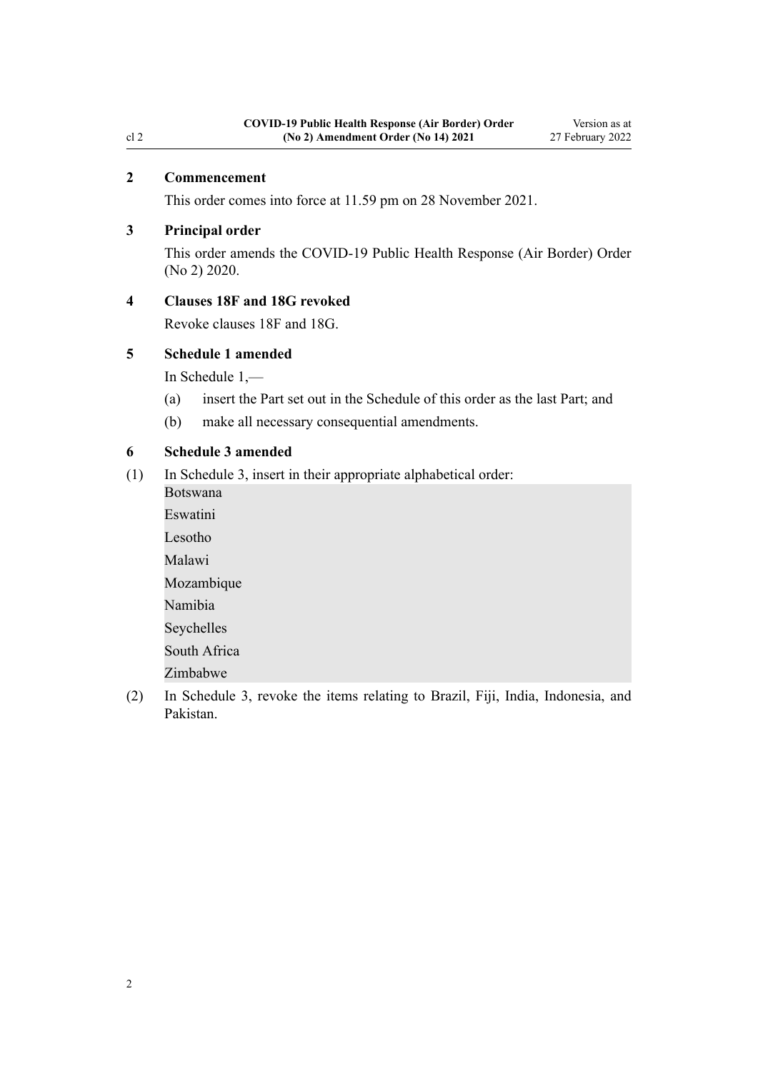## 2 Commencement

This order comes into force at 11.59 pm on 28 November 2021.

## 3 Principal order

This order amends the COVID-19 Public Health Response (Air Border) Order (No 2) 2020.

## 4 Clauses 18F and 18G revoked

Revoke clauses 18F and 18G.

## 5 Schedule 1 amended

In Schedule 1,—

(a) insert the Part set out in the Schedule of this order as the last Part; and

(b) make all necessary consequential amendments.

## 6 Schedule 3 amended

(1) In Schedule 3, insert in their appropriate alphabetical order:

Botswana

Eswatini

Lesotho

Malawi

Mozambique

Namibia

Seychelles

South Africa

Zimbabwe

(2) In Schedule 3, revoke the items relating to Brazil, Fiji, India, Indonesia, and Pakistan.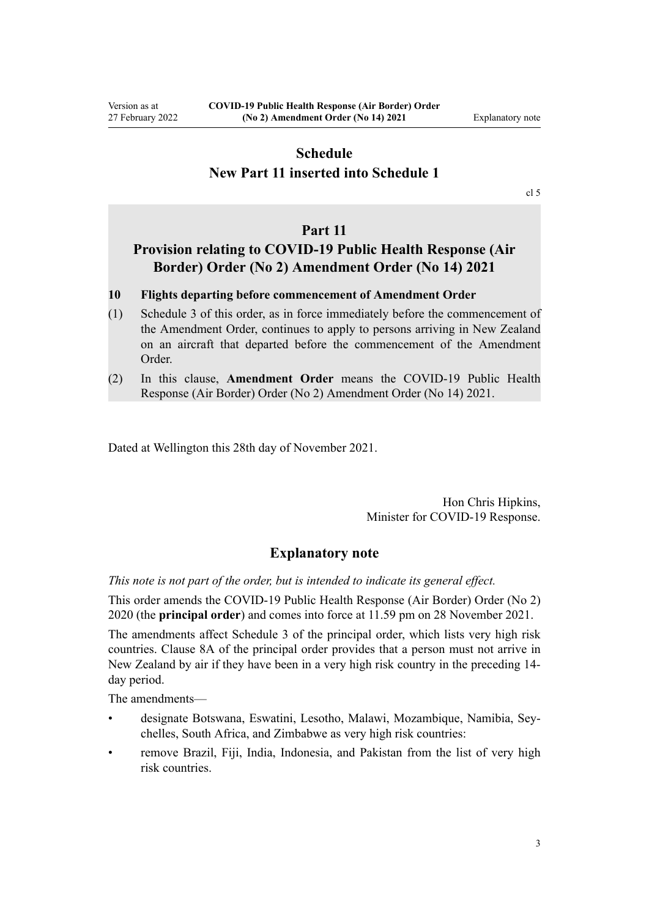## Schedule
## New Part 11 inserted into Schedule 1

cl 5

### Part 11
### Provision relating to COVID-19 Public Health Response (Air Border) Order (No 2) Amendment Order (No 14) 2021

**10 Flights departing before commencement of Amendment Order**

(1) Schedule 3 of this order, as in force immediately before the commencement of the Amendment Order, continues to apply to persons arriving in New Zealand on an aircraft that departed before the commencement of the Amendment Order.

(2) In this clause, **Amendment Order** means the COVID-19 Public Health Response (Air Border) Order (No 2) Amendment Order (No 14) 2021.

Dated at Wellington this 28th day of November 2021.

Hon Chris Hipkins,
Minister for COVID-19 Response.

## Explanatory note

*This note is not part of the order, but is intended to indicate its general effect.*

This order amends the COVID-19 Public Health Response (Air Border) Order (No 2) 2020 (the **principal order**) and comes into force at 11.59 pm on 28 November 2021.

The amendments affect Schedule 3 of the principal order, which lists very high risk countries. Clause 8A of the principal order provides that a person must not arrive in New Zealand by air if they have been in a very high risk country in the preceding 14-day period.

The amendments—

- designate Botswana, Eswatini, Lesotho, Malawi, Mozambique, Namibia, Seychelles, South Africa, and Zimbabwe as very high risk countries:
- remove Brazil, Fiji, India, Indonesia, and Pakistan from the list of very high risk countries.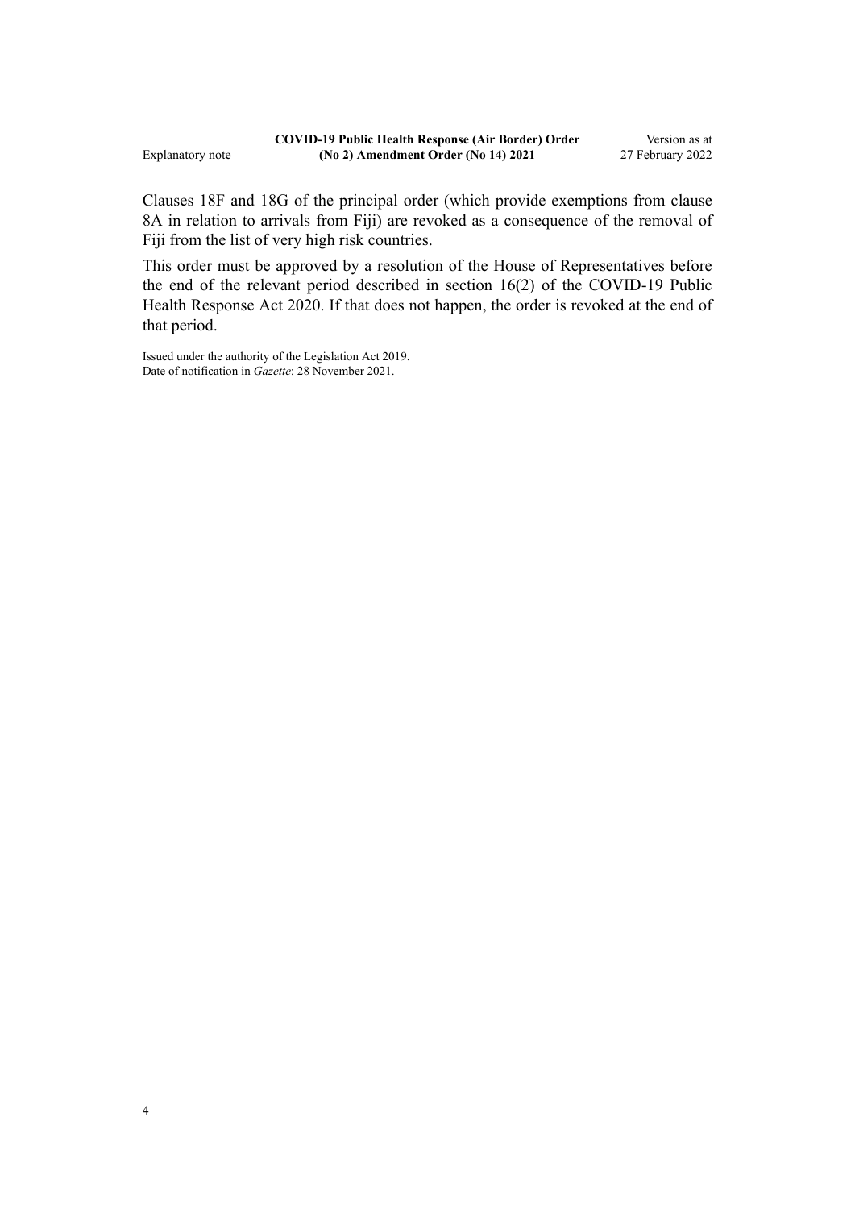Clauses 18F and 18G of the principal order (which provide exemptions from clause 8A in relation to arrivals from Fiji) are revoked as a consequence of the removal of Fiji from the list of very high risk countries.

This order must be approved by a resolution of the House of Representatives before the end of the relevant period described in section 16(2) of the COVID-19 Public Health Response Act 2020. If that does not happen, the order is revoked at the end of that period.

Issued under the authority of the Legislation Act 2019.
Date of notification in *Gazette*: 28 November 2021.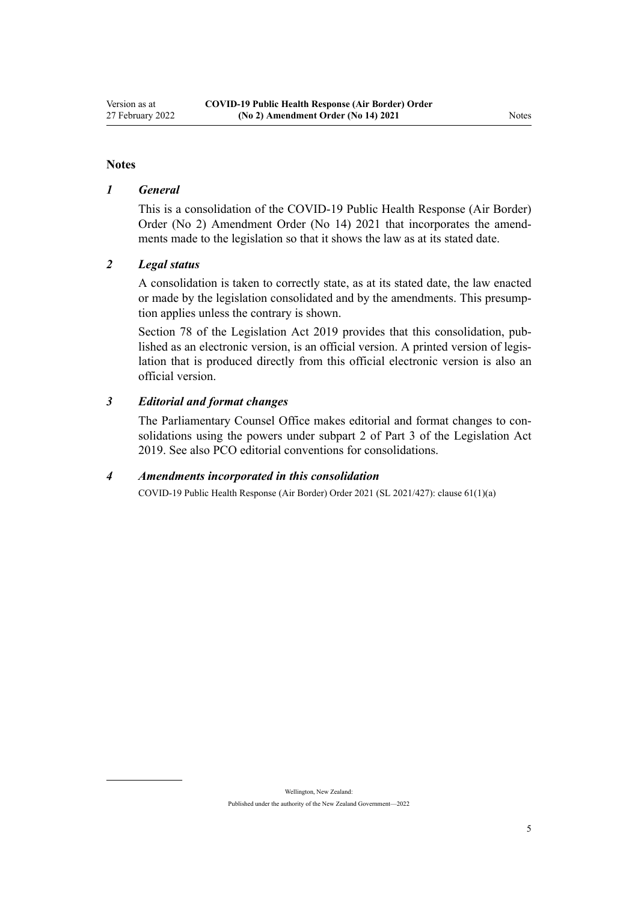## Notes

### *1 General*

This is a consolidation of the COVID-19 Public Health Response (Air Border) Order (No 2) Amendment Order (No 14) 2021 that incorporates the amendments made to the legislation so that it shows the law as at its stated date.

### *2 Legal status*

A consolidation is taken to correctly state, as at its stated date, the law enacted or made by the legislation consolidated and by the amendments. This presumption applies unless the contrary is shown.

Section 78 of the Legislation Act 2019 provides that this consolidation, published as an electronic version, is an official version. A printed version of legislation that is produced directly from this official electronic version is also an official version.

### *3 Editorial and format changes*

The Parliamentary Counsel Office makes editorial and format changes to consolidations using the powers under subpart 2 of Part 3 of the Legislation Act 2019. See also PCO editorial conventions for consolidations.

### *4 Amendments incorporated in this consolidation*

COVID-19 Public Health Response (Air Border) Order 2021 (SL 2021/427): clause 61(1)(a)

Wellington, New Zealand:

Published under the authority of the New Zealand Government—2022